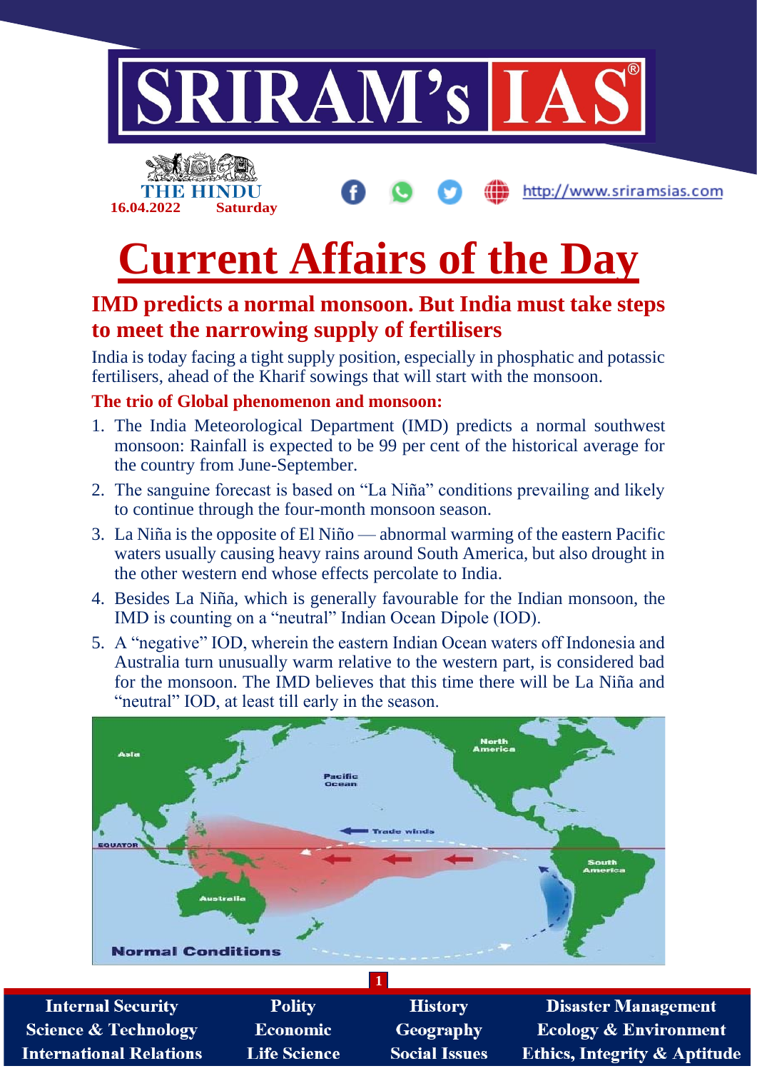# Current Affairs of the Day

## IMD predicts a normal monsoon. But India must take steps to meet the narrowing supply of fertilisers

India is today facing a tight supply position, especially in phosphatic and potassic fertilisers, ahead of the Kharif sowings that will start with the monsoon.

### The trio of Global phenomenon and monsoon:

1. The India Meteorological Department (IMD) predicts a normal southwest monsoon: Rainfall is expected to be 99 per cent of the historical average for the country from June-September.
2. The sanguine forecast is based on "La Niña" conditions prevailing and likely to continue through the four-month monsoon season.
3. La Niña is the opposite of El Niño — abnormal warming of the eastern Pacific waters usually causing heavy rains around South America, but also drought in the other western end whose effects percolate to India.
4. Besides La Niña, which is generally favourable for the Indian monsoon, the IMD is counting on a "neutral" Indian Ocean Dipole (IOD).
5. A "negative" IOD, wherein the eastern Indian Ocean waters off Indonesia and Australia turn unusually warm relative to the western part, is considered bad for the monsoon. The IMD believes that this time there will be La Niña and "neutral" IOD, at least till early in the season.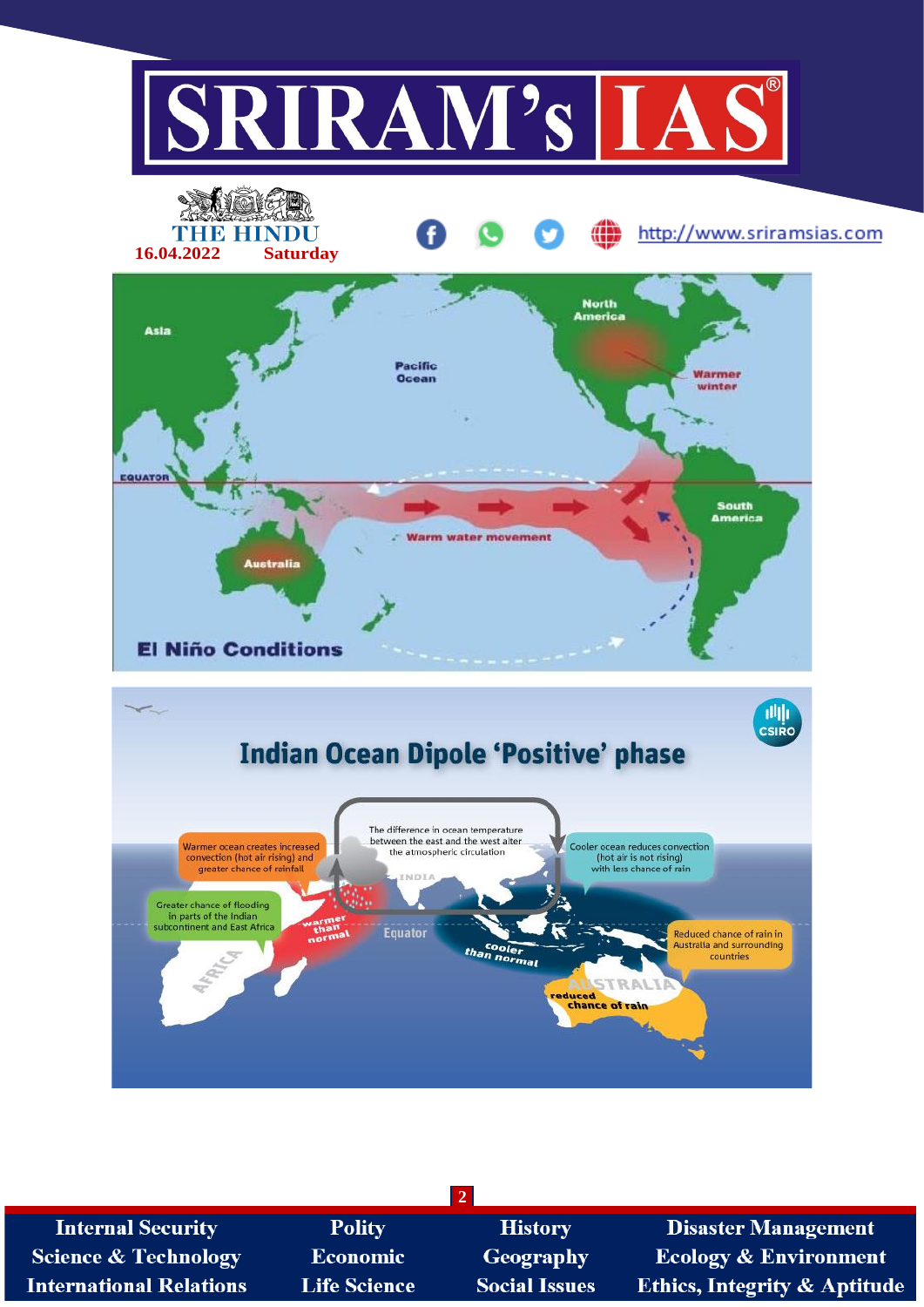THE HINDU
16.04.2022 Saturday

http://www.sriramsias.com

Asia

Pacific Ocean

North America

Warmer winter

EQUATOR

South America

Warm water movement

Australia

El Niño Conditions

## Indian Ocean Dipole 'Positive' phase

CSIRO

The difference in ocean temperature between the east and the west alter the atmospheric circulation

Warmer ocean creates increased convection (hot air rising) and greater chance of rainfall

Cooler ocean reduces convection (hot air is not rising) with less chance of rain

Greater chance of flooding in parts of the Indian subcontinent and East Africa

INDIA

warmer than normal

Equator

cooler than normal

Reduced chance of rain in Australia and surrounding countries

AFRICA

AUSTRALIA

reduced chance of rain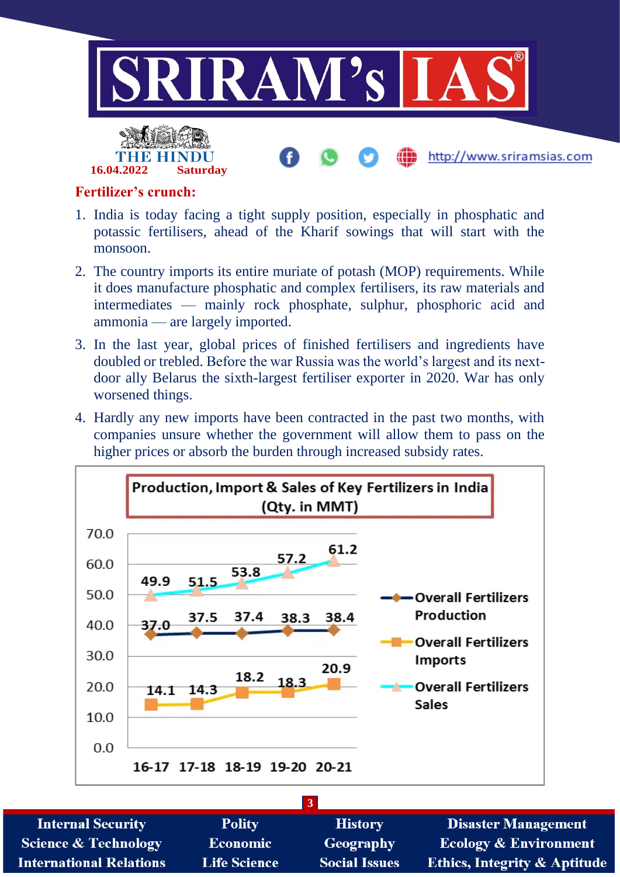**THE HINDU**
**16.04.2022 Saturday**

## Fertilizer's crunch:

1. India is today facing a tight supply position, especially in phosphatic and potassic fertilisers, ahead of the Kharif sowings that will start with the monsoon.
2. The country imports its entire muriate of potash (MOP) requirements. While it does manufacture phosphatic and complex fertilisers, its raw materials and intermediates — mainly rock phosphate, sulphur, phosphoric acid and ammonia — are largely imported.
3. In the last year, global prices of finished fertilisers and ingredients have doubled or trebled. Before the war Russia was the world's largest and its next-door ally Belarus the sixth-largest fertiliser exporter in 2020. War has only worsened things.
4. Hardly any new imports have been contracted in the past two months, with companies unsure whether the government will allow them to pass on the higher prices or absorb the burden through increased subsidy rates.

**Production, Import & Sales of Key Fertilizers in India (Qty. in MMT)**

| | 16-17 | 17-18 | 18-19 | 19-20 | 20-21 |
|---|---|---|---|---|---|
| Overall Fertilizers Production | 37.0 | 37.5 | 37.4 | 38.3 | 38.4 |
| Overall Fertilizers Imports | 14.1 | 14.3 | 18.2 | 18.3 | 20.9 |
| Overall Fertilizers Sales | 49.9 | 51.5 | 53.8 | 57.2 | 61.2 |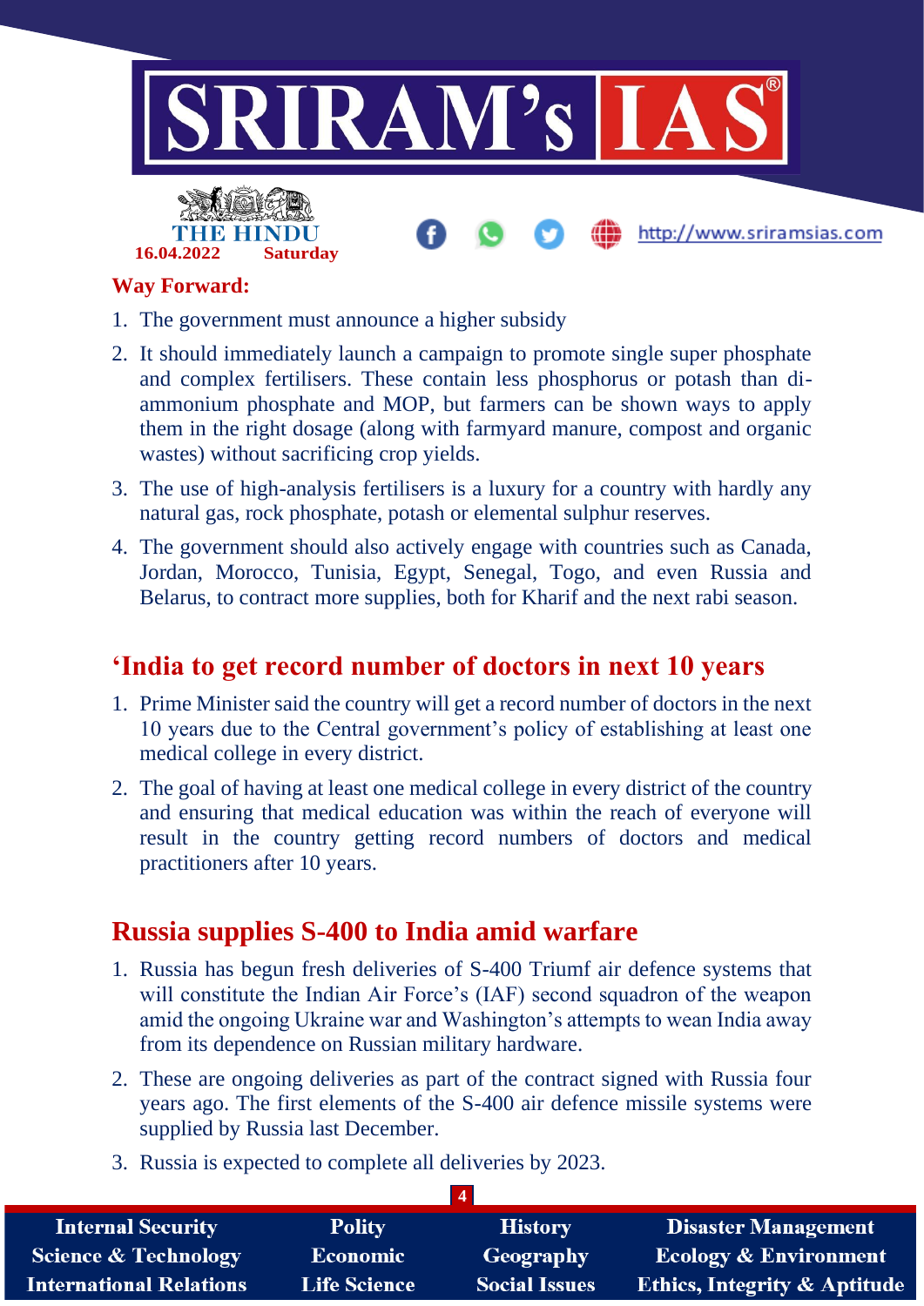**Way Forward:**

1. The government must announce a higher subsidy
2. It should immediately launch a campaign to promote single super phosphate and complex fertilisers. These contain less phosphorus or potash than di-ammonium phosphate and MOP, but farmers can be shown ways to apply them in the right dosage (along with farmyard manure, compost and organic wastes) without sacrificing crop yields.
3. The use of high-analysis fertilisers is a luxury for a country with hardly any natural gas, rock phosphate, potash or elemental sulphur reserves.
4. The government should also actively engage with countries such as Canada, Jordan, Morocco, Tunisia, Egypt, Senegal, Togo, and even Russia and Belarus, to contract more supplies, both for Kharif and the next rabi season.

## 'India to get record number of doctors in next 10 years

1. Prime Minister said the country will get a record number of doctors in the next 10 years due to the Central government's policy of establishing at least one medical college in every district.
2. The goal of having at least one medical college in every district of the country and ensuring that medical education was within the reach of everyone will result in the country getting record numbers of doctors and medical practitioners after 10 years.

## Russia supplies S-400 to India amid warfare

1. Russia has begun fresh deliveries of S-400 Triumf air defence systems that will constitute the Indian Air Force's (IAF) second squadron of the weapon amid the ongoing Ukraine war and Washington's attempts to wean India away from its dependence on Russian military hardware.
2. These are ongoing deliveries as part of the contract signed with Russia four years ago. The first elements of the S-400 air defence missile systems were supplied by Russia last December.
3. Russia is expected to complete all deliveries by 2023.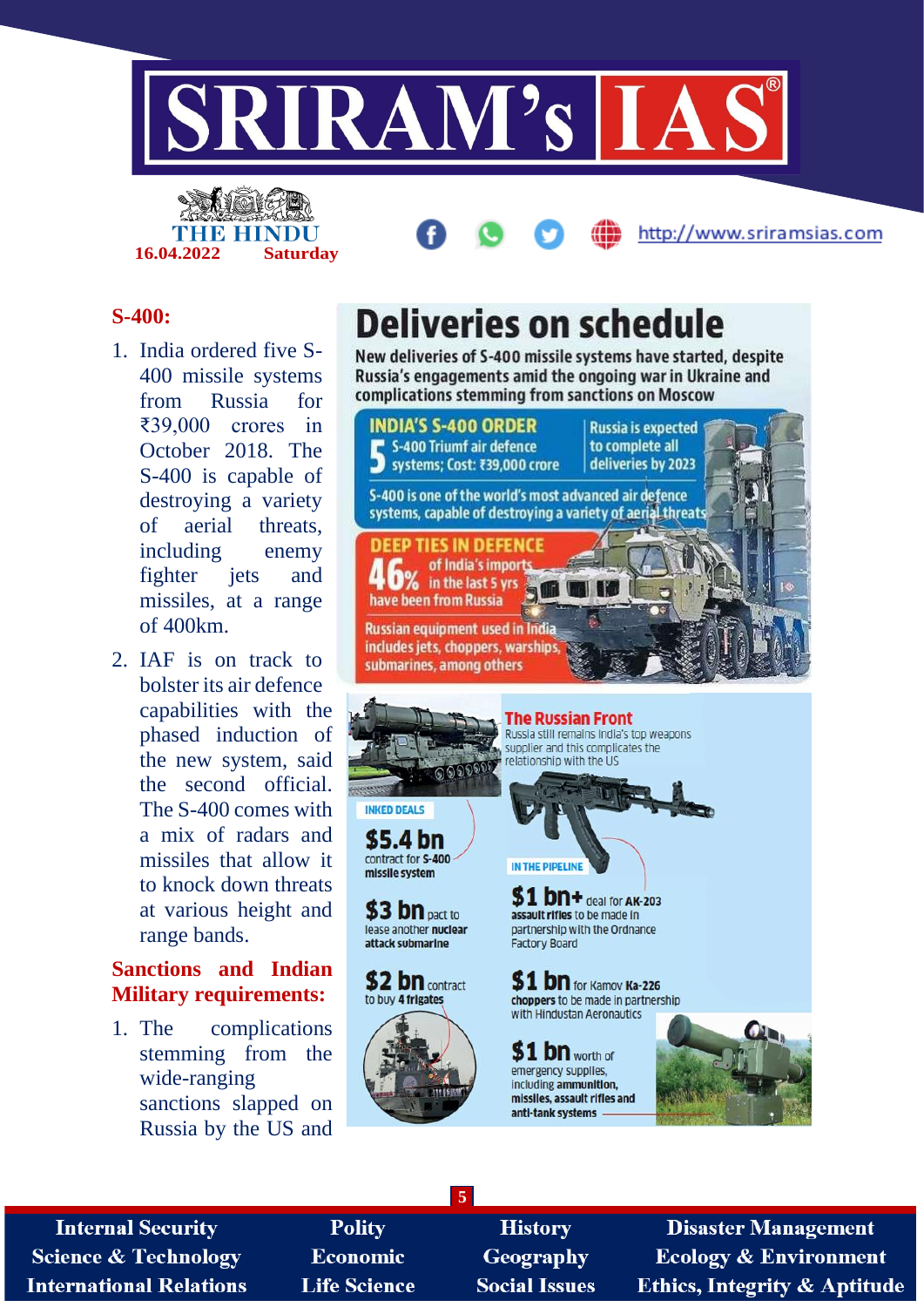## S-400:

1. India ordered five S-400 missile systems from Russia for ₹39,000 crores in October 2018. The S-400 is capable of destroying a variety of aerial threats, including enemy fighter jets and missiles, at a range of 400km.
2. IAF is on track to bolster its air defence capabilities with the phased induction of the new system, said the second official. The S-400 comes with a mix of radars and missiles that allow it to knock down threats at various height and range bands.

## Sanctions and Indian Military requirements:

1. The complications stemming from the wide-ranging sanctions slapped on Russia by the US and

# Deliveries on schedule

New deliveries of S-400 missile systems have started, despite Russia's engagements amid the ongoing war in Ukraine and complications stemming from sanctions on Moscow

**INDIA'S S-400 ORDER**

**5** S-400 Triumf air defence systems; Cost: ₹39,000 crore

Russia is expected to complete all deliveries by 2023

S-400 is one of the world's most advanced air defence systems, capable of destroying a variety of aerial threats

**DEEP TIES IN DEFENCE**

**46%** of India's imports in the last 5 yrs have been from Russia

Russian equipment used in India includes jets, choppers, warships, submarines, among others

**The Russian Front**

Russia still remains India's top weapons supplier and this complicates the relationship with the US

**INKED DEALS**

- **$5.4 bn** contract for **S-400 missile system**
- **$3 bn** pact to lease another **nuclear attack submarine**
- **$2 bn** contract to buy **4 frigates**

**IN THE PIPELINE**

- **$1 bn+** deal for **AK-203 assault rifles** to be made in partnership with the Ordnance Factory Board
- **$1 bn** for Kamov **Ka-226 choppers** to be made in partnership with Hindustan Aeronautics
- **$1 bn** worth of emergency supplies, including **ammunition, missiles, assault rifles and anti-tank systems**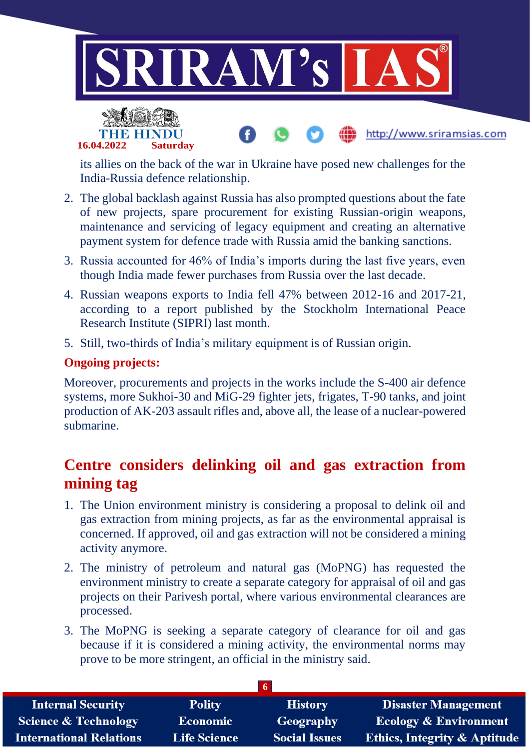its allies on the back of the war in Ukraine have posed new challenges for the India-Russia defence relationship.

2. The global backlash against Russia has also prompted questions about the fate of new projects, spare procurement for existing Russian-origin weapons, maintenance and servicing of legacy equipment and creating an alternative payment system for defence trade with Russia amid the banking sanctions.
3. Russia accounted for 46% of India's imports during the last five years, even though India made fewer purchases from Russia over the last decade.
4. Russian weapons exports to India fell 47% between 2012-16 and 2017-21, according to a report published by the Stockholm International Peace Research Institute (SIPRI) last month.
5. Still, two-thirds of India's military equipment is of Russian origin.

**Ongoing projects:**

Moreover, procurements and projects in the works include the S-400 air defence systems, more Sukhoi-30 and MiG-29 fighter jets, frigates, T-90 tanks, and joint production of AK-203 assault rifles and, above all, the lease of a nuclear-powered submarine.

## Centre considers delinking oil and gas extraction from mining tag

1. The Union environment ministry is considering a proposal to delink oil and gas extraction from mining projects, as far as the environmental appraisal is concerned. If approved, oil and gas extraction will not be considered a mining activity anymore.
2. The ministry of petroleum and natural gas (MoPNG) has requested the environment ministry to create a separate category for appraisal of oil and gas projects on their Parivesh portal, where various environmental clearances are processed.
3. The MoPNG is seeking a separate category of clearance for oil and gas because if it is considered a mining activity, the environmental norms may prove to be more stringent, an official in the ministry said.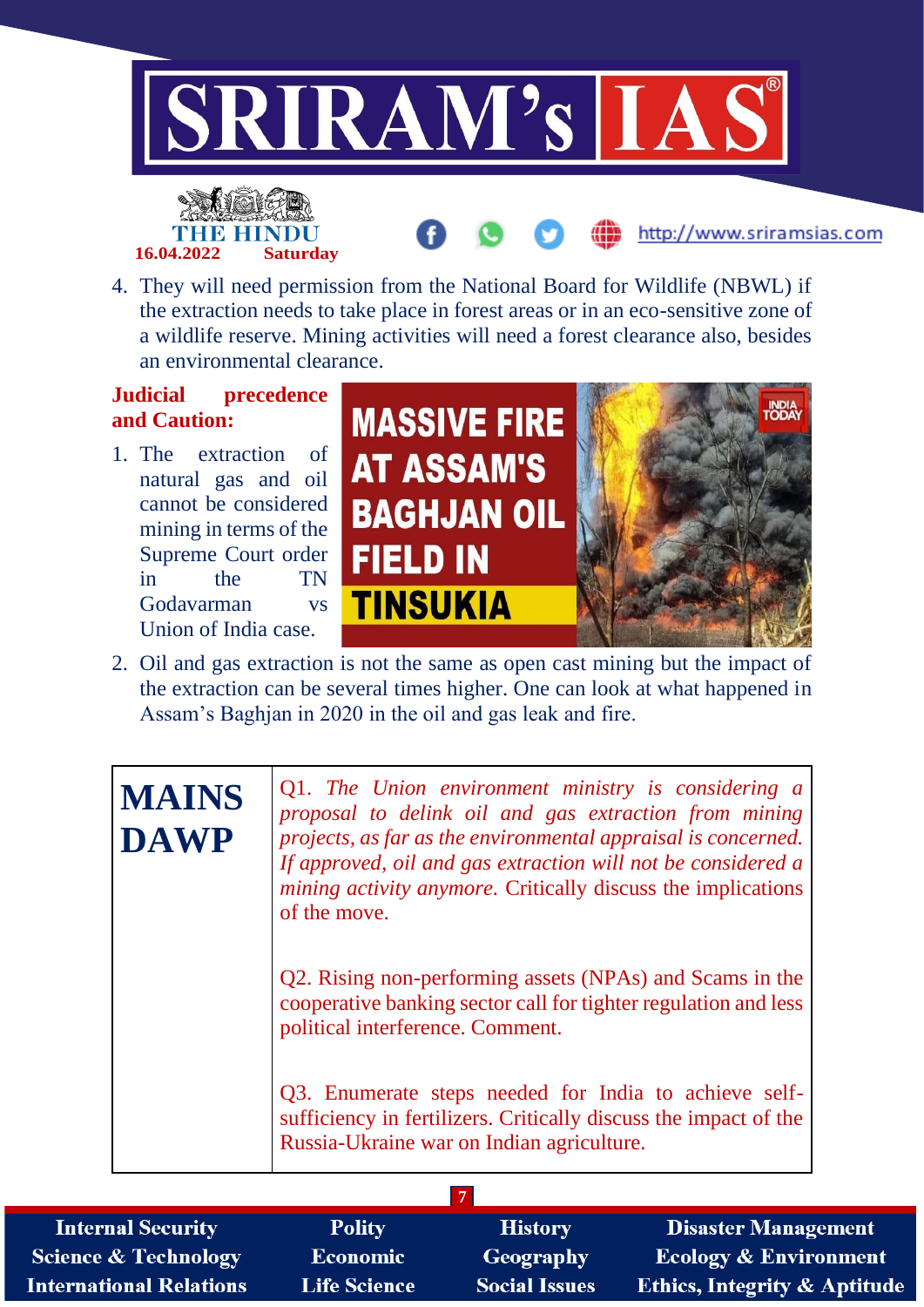4. They will need permission from the National Board for Wildlife (NBWL) if the extraction needs to take place in forest areas or in an eco-sensitive zone of a wildlife reserve. Mining activities will need a forest clearance also, besides an environmental clearance.

**Judicial precedence and Caution:**

1. The extraction of natural gas and oil cannot be considered mining in terms of the Supreme Court order in the TN Godavarman vs Union of India case.
2. Oil and gas extraction is not the same as open cast mining but the impact of the extraction can be several times higher. One can look at what happened in Assam's Baghjan in 2020 in the oil and gas leak and fire.

| MAINS DAWP | |
|---|---|
| | Q1. *The Union environment ministry is considering a proposal to delink oil and gas extraction from mining projects, as far as the environmental appraisal is concerned. If approved, oil and gas extraction will not be considered a mining activity anymore.* Critically discuss the implications of the move. |
| | Q2. Rising non-performing assets (NPAs) and Scams in the cooperative banking sector call for tighter regulation and less political interference. Comment. |
| | Q3. Enumerate steps needed for India to achieve self-sufficiency in fertilizers. Critically discuss the impact of the Russia-Ukraine war on Indian agriculture. |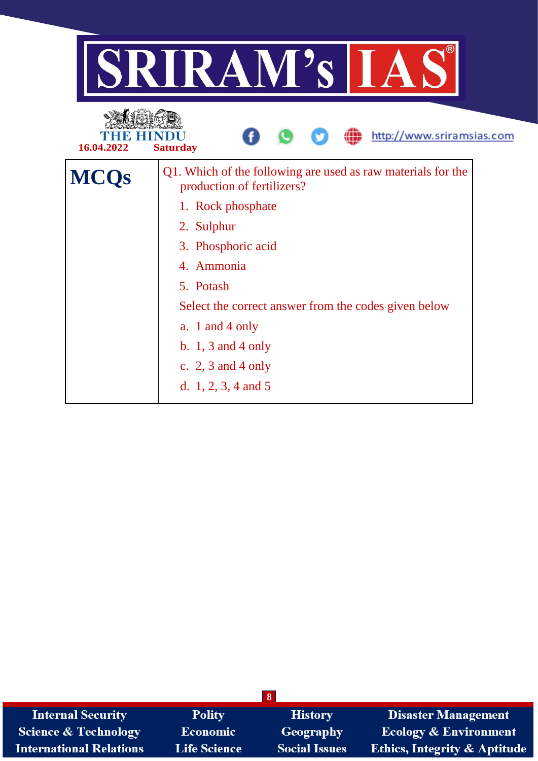## MCQs

Q1. Which of the following are used as raw materials for the production of fertilizers?

1. Rock phosphate
2. Sulphur
3. Phosphoric acid
4. Ammonia
5. Potash

Select the correct answer from the codes given below

a. 1 and 4 only
b. 1, 3 and 4 only
c. 2, 3 and 4 only
d. 1, 2, 3, 4 and 5